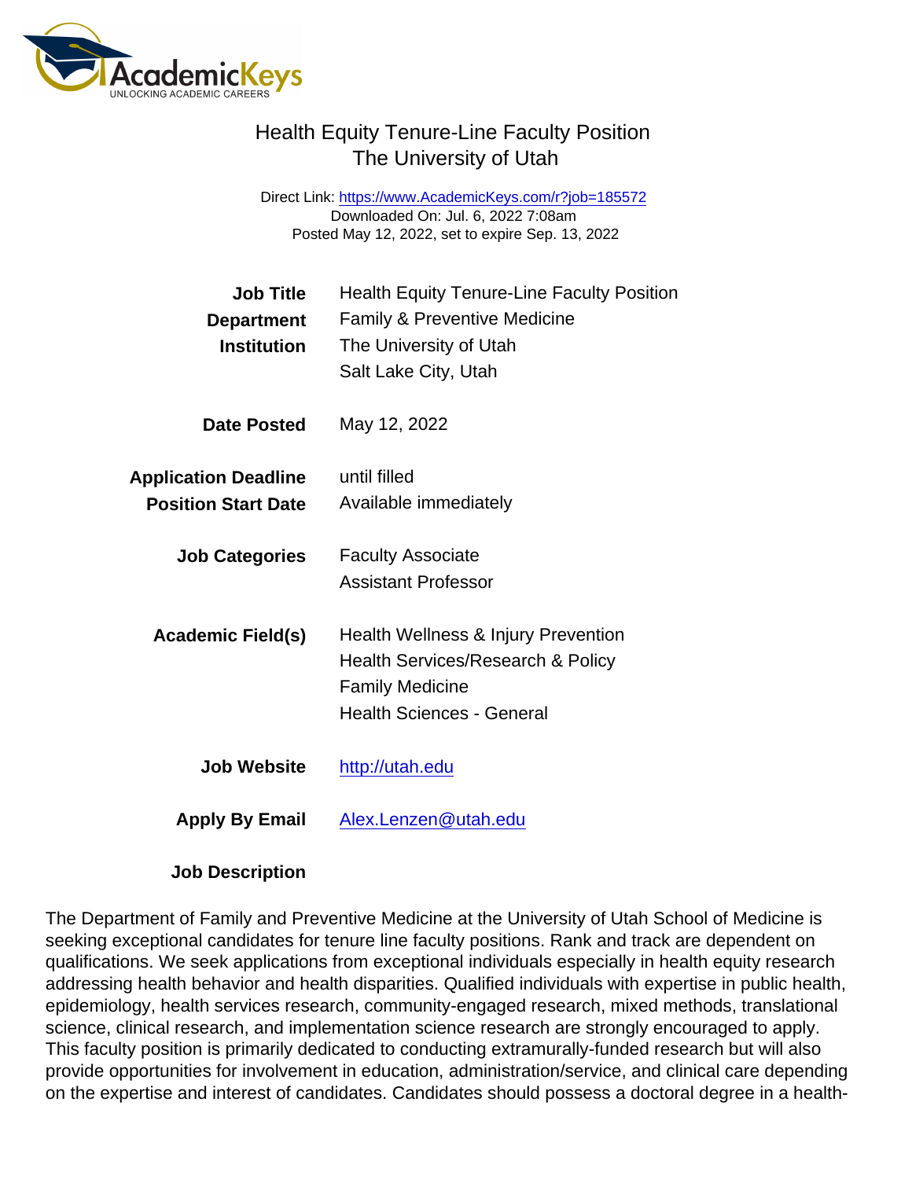# Health Equity Tenure-Line Faculty Position
## The University of Utah

Direct Link: https://www.AcademicKeys.com/r?job=185572
Downloaded On: Jul. 6, 2022 7:08am
Posted May 12, 2022, set to expire Sep. 13, 2022

**Job Title** Health Equity Tenure-Line Faculty Position

**Department** Family & Preventive Medicine

**Institution** The University of Utah
Salt Lake City, Utah

**Date Posted** May 12, 2022

**Application Deadline** until filled

**Position Start Date** Available immediately

**Job Categories** Faculty Associate
Assistant Professor

**Academic Field(s)** Health Wellness & Injury Prevention
Health Services/Research & Policy
Family Medicine
Health Sciences - General

**Job Website** http://utah.edu

**Apply By Email** Alex.Lenzen@utah.edu

**Job Description**

The Department of Family and Preventive Medicine at the University of Utah School of Medicine is seeking exceptional candidates for tenure line faculty positions. Rank and track are dependent on qualifications. We seek applications from exceptional individuals especially in health equity research addressing health behavior and health disparities. Qualified individuals with expertise in public health, epidemiology, health services research, community-engaged research, mixed methods, translational science, clinical research, and implementation science research are strongly encouraged to apply. This faculty position is primarily dedicated to conducting extramurally-funded research but will also provide opportunities for involvement in education, administration/service, and clinical care depending on the expertise and interest of candidates. Candidates should possess a doctoral degree in a health-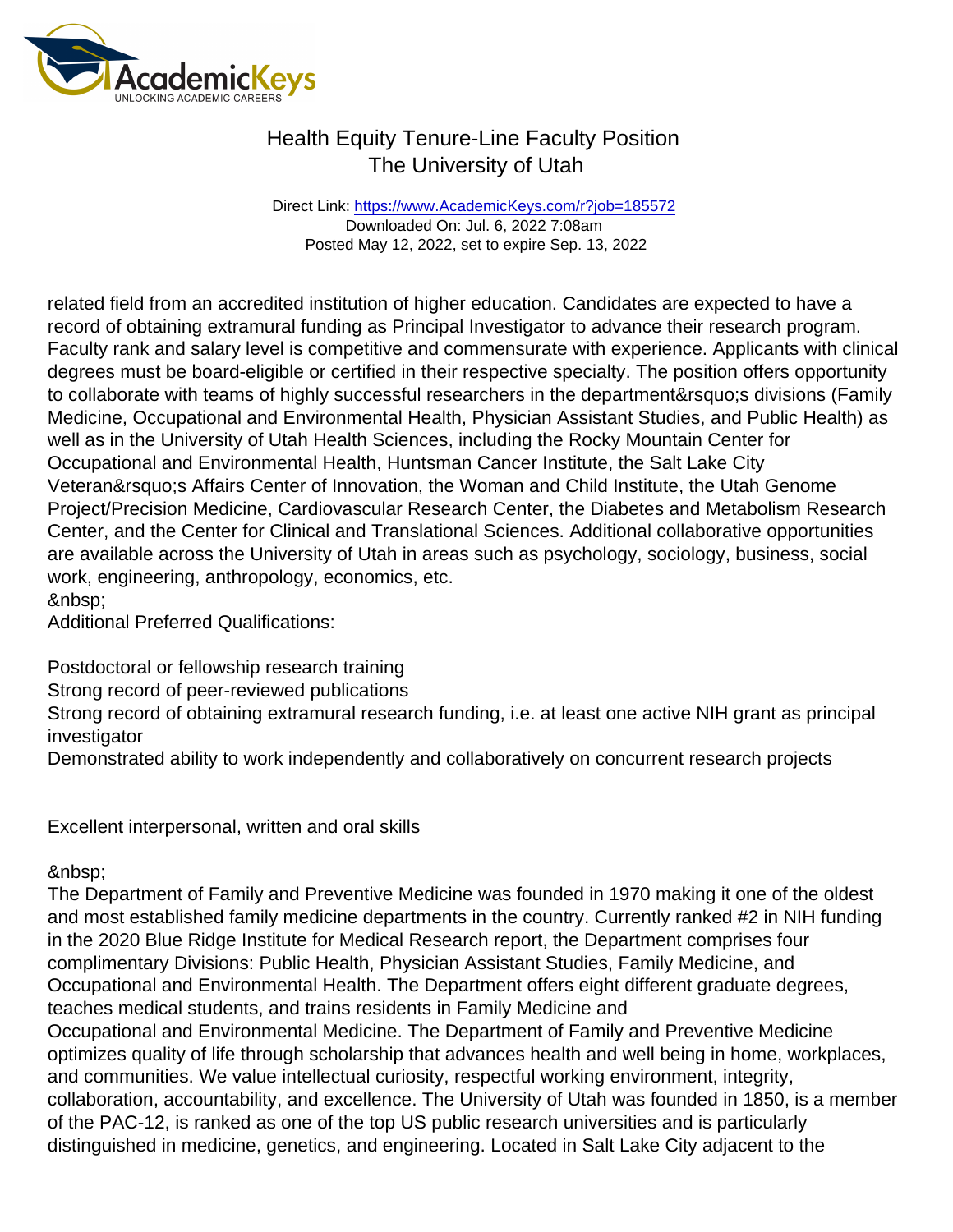related field from an accredited institution of higher education. Candidates are expected to have a record of obtaining extramural funding as Principal Investigator to advance their research program. Faculty rank and salary level is competitive and commensurate with experience. Applicants with clinical degrees must be board-eligible or certified in their respective specialty. The position offers opportunity to collaborate with teams of highly successful researchers in the department&rsquo;s divisions (Family Medicine, Occupational and Environmental Health, Physician Assistant Studies, and Public Health) as well as in the University of Utah Health Sciences, including the Rocky Mountain Center for Occupational and Environmental Health, Huntsman Cancer Institute, the Salt Lake City Veteran&rsquo;s Affairs Center of Innovation, the Woman and Child Institute, the Utah Genome Project/Precision Medicine, Cardiovascular Research Center, the Diabetes and Metabolism Research Center, and the Center for Clinical and Translational Sciences. Additional collaborative opportunities are available across the University of Utah in areas such as psychology, sociology, business, social work, engineering, anthropology, economics, etc.
&nbsp;
Additional Preferred Qualifications:

Postdoctoral or fellowship research training
Strong record of peer-reviewed publications
Strong record of obtaining extramural research funding, i.e. at least one active NIH grant as principal investigator
Demonstrated ability to work independently and collaboratively on concurrent research projects

Excellent interpersonal, written and oral skills

&nbsp;
The Department of Family and Preventive Medicine was founded in 1970 making it one of the oldest and most established family medicine departments in the country. Currently ranked #2 in NIH funding in the 2020 Blue Ridge Institute for Medical Research report, the Department comprises four complimentary Divisions: Public Health, Physician Assistant Studies, Family Medicine, and Occupational and Environmental Health. The Department offers eight different graduate degrees, teaches medical students, and trains residents in Family Medicine and Occupational and Environmental Medicine. The Department of Family and Preventive Medicine optimizes quality of life through scholarship that advances health and well being in home, workplaces, and communities. We value intellectual curiosity, respectful working environment, integrity, collaboration, accountability, and excellence. The University of Utah was founded in 1850, is a member of the PAC-12, is ranked as one of the top US public research universities and is particularly distinguished in medicine, genetics, and engineering. Located in Salt Lake City adjacent to the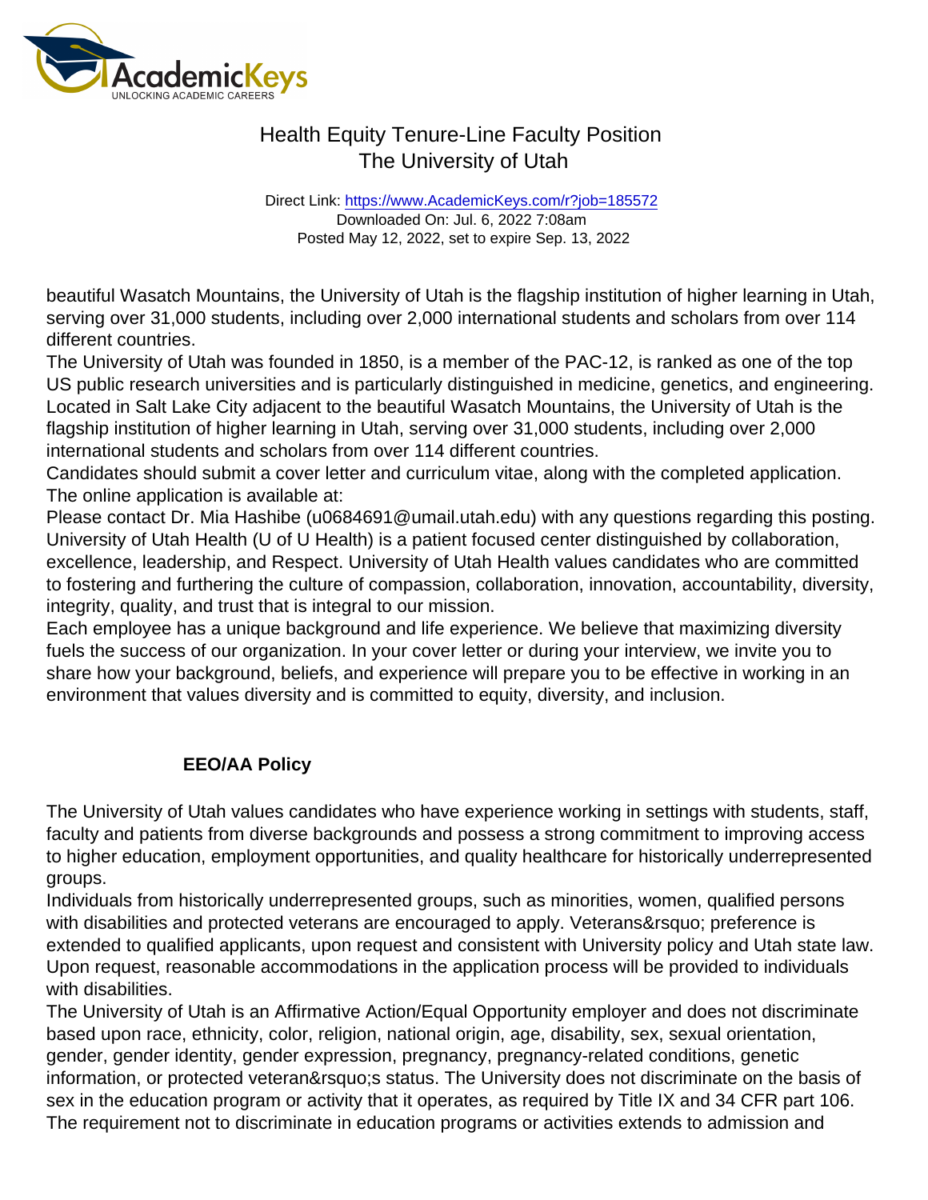beautiful Wasatch Mountains, the University of Utah is the flagship institution of higher learning in Utah, serving over 31,000 students, including over 2,000 international students and scholars from over 114 different countries.

The University of Utah was founded in 1850, is a member of the PAC-12, is ranked as one of the top US public research universities and is particularly distinguished in medicine, genetics, and engineering. Located in Salt Lake City adjacent to the beautiful Wasatch Mountains, the University of Utah is the flagship institution of higher learning in Utah, serving over 31,000 students, including over 2,000 international students and scholars from over 114 different countries.

Candidates should submit a cover letter and curriculum vitae, along with the completed application. The online application is available at:

Please contact Dr. Mia Hashibe (u0684691@umail.utah.edu) with any questions regarding this posting.

University of Utah Health (U of U Health) is a patient focused center distinguished by collaboration, excellence, leadership, and Respect. University of Utah Health values candidates who are committed to fostering and furthering the culture of compassion, collaboration, innovation, accountability, diversity, integrity, quality, and trust that is integral to our mission.

Each employee has a unique background and life experience. We believe that maximizing diversity fuels the success of our organization. In your cover letter or during your interview, we invite you to share how your background, beliefs, and experience will prepare you to be effective in working in an environment that values diversity and is committed to equity, diversity, and inclusion.

**EEO/AA Policy**

The University of Utah values candidates who have experience working in settings with students, staff, faculty and patients from diverse backgrounds and possess a strong commitment to improving access to higher education, employment opportunities, and quality healthcare for historically underrepresented groups.

Individuals from historically underrepresented groups, such as minorities, women, qualified persons with disabilities and protected veterans are encouraged to apply. Veterans&rsquo; preference is extended to qualified applicants, upon request and consistent with University policy and Utah state law. Upon request, reasonable accommodations in the application process will be provided to individuals with disabilities.

The University of Utah is an Affirmative Action/Equal Opportunity employer and does not discriminate based upon race, ethnicity, color, religion, national origin, age, disability, sex, sexual orientation, gender, gender identity, gender expression, pregnancy, pregnancy-related conditions, genetic information, or protected veteran&rsquo;s status. The University does not discriminate on the basis of sex in the education program or activity that it operates, as required by Title IX and 34 CFR part 106. The requirement not to discriminate in education programs or activities extends to admission and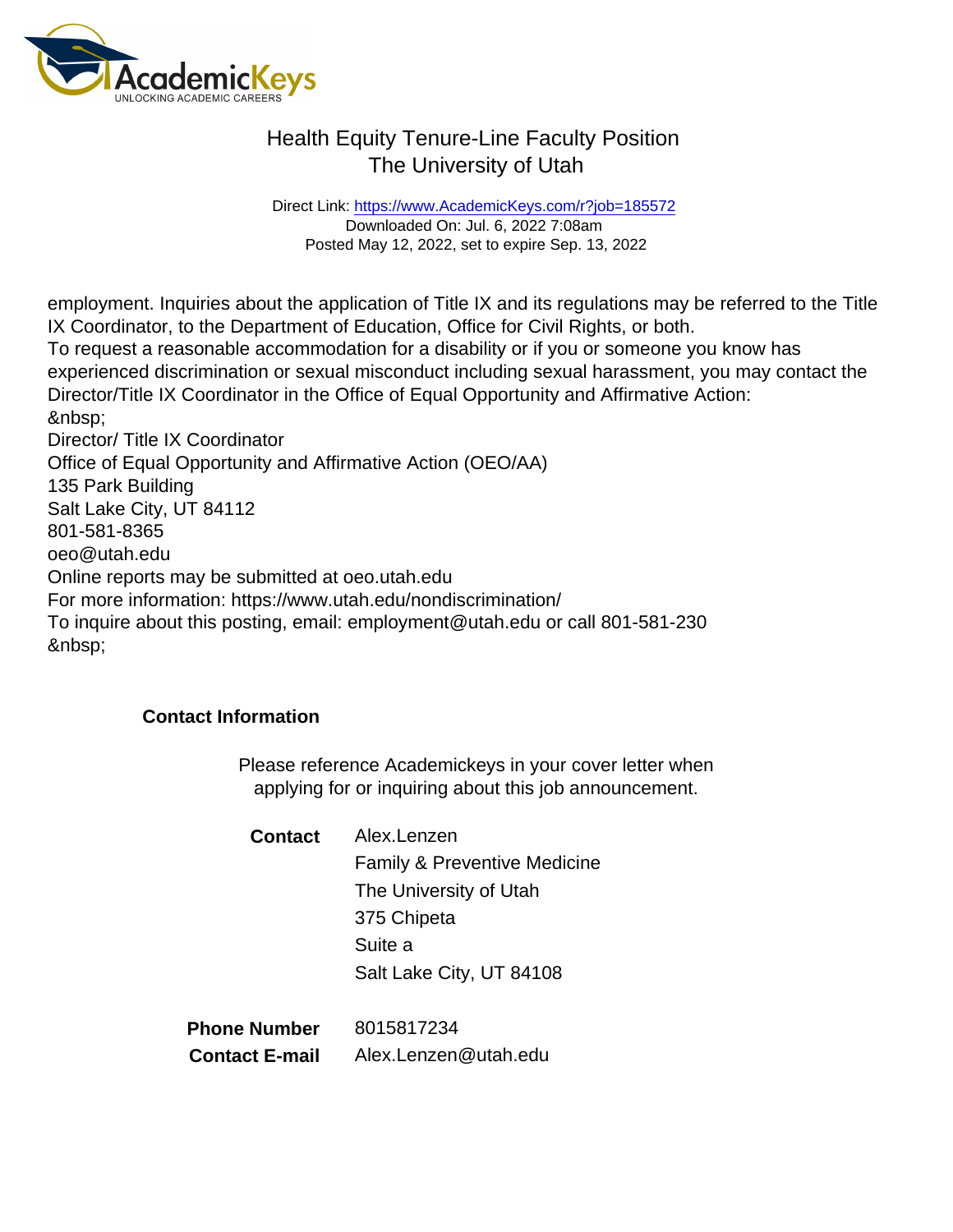employment. Inquiries about the application of Title IX and its regulations may be referred to the Title IX Coordinator, to the Department of Education, Office for Civil Rights, or both.
To request a reasonable accommodation for a disability or if you or someone you know has experienced discrimination or sexual misconduct including sexual harassment, you may contact the Director/Title IX Coordinator in the Office of Equal Opportunity and Affirmative Action:
&nbsp;
Director/ Title IX Coordinator
Office of Equal Opportunity and Affirmative Action (OEO/AA)
135 Park Building
Salt Lake City, UT 84112
801-581-8365
oeo@utah.edu
Online reports may be submitted at oeo.utah.edu
For more information: https://www.utah.edu/nondiscrimination/
To inquire about this posting, email: employment@utah.edu or call 801-581-230
&nbsp;

**Contact Information**

Please reference Academickeys in your cover letter when applying for or inquiring about this job announcement.

**Contact** Alex.Lenzen
Family & Preventive Medicine
The University of Utah
375 Chipeta
Suite a
Salt Lake City, UT 84108

**Phone Number** 8015817234

**Contact E-mail** Alex.Lenzen@utah.edu